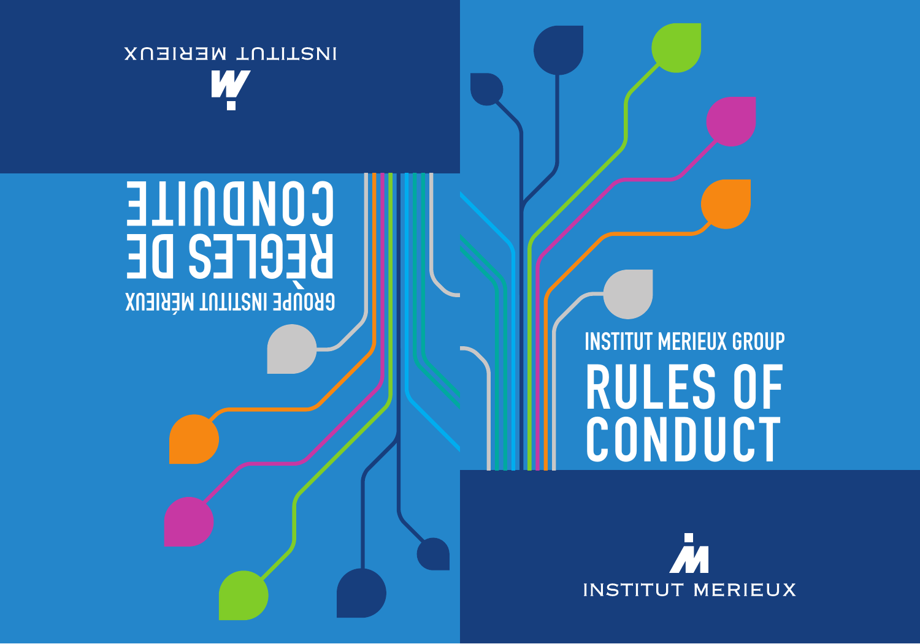# INSTITUT MERIEUX GROUP

# RULES OF CONDUCT

INSTITUT MERIEUX

# GROUPE INSTITUT MÉRIEUX

# RÈGLES DE CONDUITE

INSTITUT MERIEUX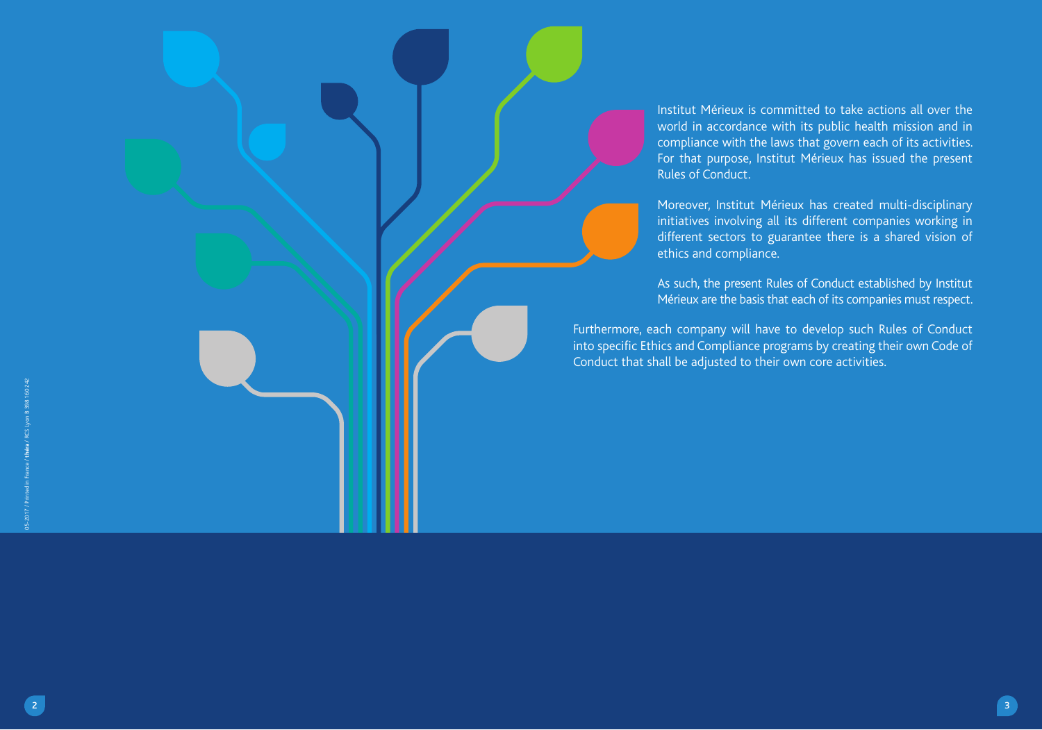Institut Mérieux is committed to take actions all over the world in accordance with its public health mission and in compliance with the laws that govern each of its activities. For that purpose, Institut Mérieux has issued the present Rules of Conduct.

Moreover, Institut Mérieux has created multi-disciplinary initiatives involving all its different companies working in different sectors to guarantee there is a shared vision of ethics and compliance.

As such, the present Rules of Conduct established by Institut Mérieux are the basis that each of its companies must respect.

Furthermore, each company will have to develop such Rules of Conduct into specific Ethics and Compliance programs by creating their own Code of Conduct that shall be adjusted to their own core activities.

05-2017 / Printed in France / **théra** / RCS Lyon B 398 160 242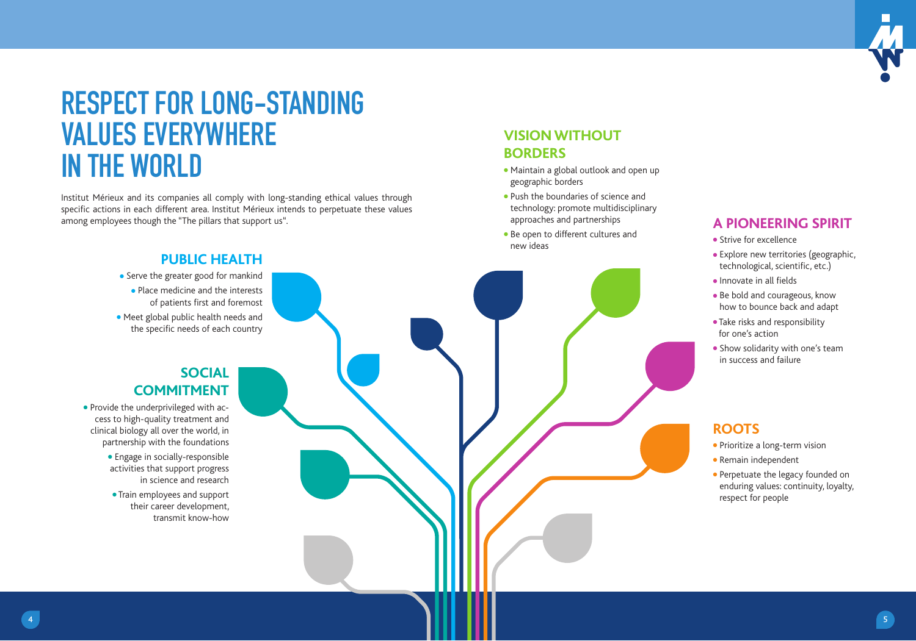# RESPECT FOR LONG-STANDING VALUES EVERYWHERE IN THE WORLD

Institut Mérieux and its companies all comply with long-standing ethical values through specific actions in each different area. Institut Mérieux intends to perpetuate these values among employees though the "The pillars that support us".

## PUBLIC HEALTH

- Serve the greater good for mankind
- Place medicine and the interests of patients first and foremost
- Meet global public health needs and the specific needs of each country

## SOCIAL COMMITMENT

- Provide the underprivileged with access to high-quality treatment and clinical biology all over the world, in partnership with the foundations
- Engage in socially-responsible activities that support progress in science and research
- Train employees and support their career development, transmit know-how

## VISION WITHOUT BORDERS

- Maintain a global outlook and open up geographic borders
- Push the boundaries of science and technology: promote multidisciplinary approaches and partnerships
- Be open to different cultures and new ideas

## A PIONEERING SPIRIT

- Strive for excellence
- Explore new territories (geographic, technological, scientific, etc.)
- Innovate in all fields
- Be bold and courageous, know how to bounce back and adapt
- Take risks and responsibility for one's action
- Show solidarity with one's team in success and failure

## ROOTS

- Prioritize a long-term vision
- Remain independent
- Perpetuate the legacy founded on enduring values: continuity, loyalty, respect for people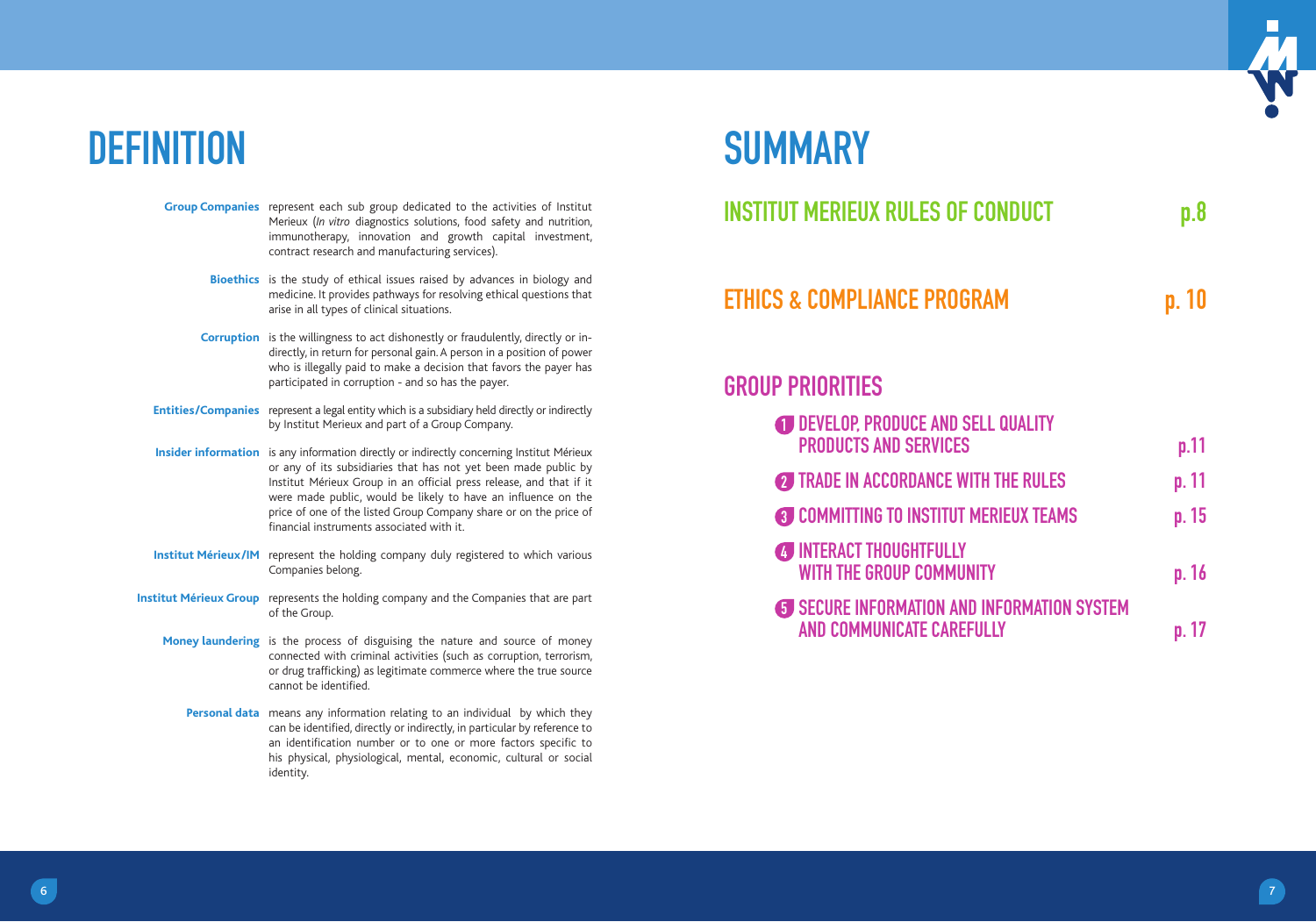# DEFINITION

**Group Companies** represent each sub group dedicated to the activities of Institut Merieux (*In vitro* diagnostics solutions, food safety and nutrition, immunotherapy, innovation and growth capital investment, contract research and manufacturing services).

**Bioethics** is the study of ethical issues raised by advances in biology and medicine. It provides pathways for resolving ethical questions that arise in all types of clinical situations.

**Corruption** is the willingness to act dishonestly or fraudulently, directly or indirectly, in return for personal gain. A person in a position of power who is illegally paid to make a decision that favors the payer has participated in corruption - and so has the payer.

**Entities/Companies** represent a legal entity which is a subsidiary held directly or indirectly by Institut Merieux and part of a Group Company.

**Insider information** is any information directly or indirectly concerning Institut Mérieux or any of its subsidiaries that has not yet been made public by Institut Mérieux Group in an official press release, and that if it were made public, would be likely to have an influence on the price of one of the listed Group Company share or on the price of financial instruments associated with it.

**Institut Mérieux/IM** represent the holding company duly registered to which various Companies belong.

**Institut Mérieux Group** represents the holding company and the Companies that are part of the Group.

**Money laundering** is the process of disguising the nature and source of money connected with criminal activities (such as corruption, terrorism, or drug trafficking) as legitimate commerce where the true source cannot be identified.

**Personal data** means any information relating to an individual by which they can be identified, directly or indirectly, in particular by reference to an identification number or to one or more factors specific to his physical, physiological, mental, economic, cultural or social identity.

# SUMMARY

## INSTITUT MERIEUX RULES OF CONDUCT — p.8

## ETHICS & COMPLIANCE PROGRAM — p. 10

## GROUP PRIORITIES

1. DEVELOP, PRODUCE AND SELL QUALITY PRODUCTS AND SERVICES — p.11
2. TRADE IN ACCORDANCE WITH THE RULES — p. 11
3. COMMITTING TO INSTITUT MERIEUX TEAMS — p. 15
4. INTERACT THOUGHTFULLY WITH THE GROUP COMMUNITY — p. 16
5. SECURE INFORMATION AND INFORMATION SYSTEM AND COMMUNICATE CAREFULLY — p. 17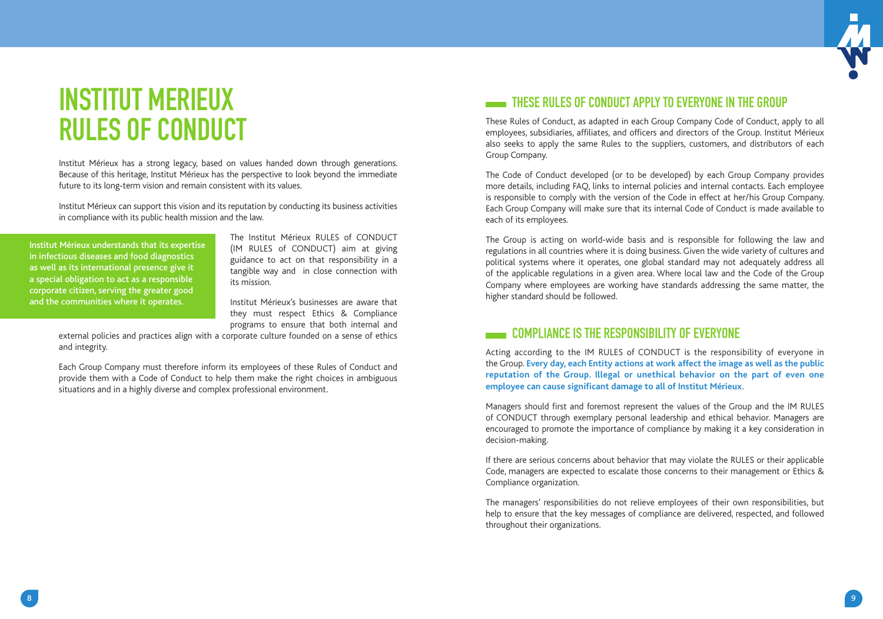# INSTITUT MERIEUX RULES OF CONDUCT

Institut Mérieux has a strong legacy, based on values handed down through generations. Because of this heritage, Institut Mérieux has the perspective to look beyond the immediate future to its long-term vision and remain consistent with its values.

Institut Mérieux can support this vision and its reputation by conducting its business activities in compliance with its public health mission and the law.

**Institut Mérieux understands that its expertise in infectious diseases and food diagnostics as well as its international presence give it a special obligation to act as a responsible corporate citizen, serving the greater good and the communities where it operates.**

The Institut Mérieux RULES of CONDUCT (IM RULES of CONDUCT) aim at giving guidance to act on that responsibility in a tangible way and in close connection with its mission.

Institut Mérieux's businesses are aware that they must respect Ethics & Compliance programs to ensure that both internal and external policies and practices align with a corporate culture founded on a sense of ethics and integrity.

Each Group Company must therefore inform its employees of these Rules of Conduct and provide them with a Code of Conduct to help them make the right choices in ambiguous situations and in a highly diverse and complex professional environment.

## THESE RULES OF CONDUCT APPLY TO EVERYONE IN THE GROUP

These Rules of Conduct, as adapted in each Group Company Code of Conduct, apply to all employees, subsidiaries, affiliates, and officers and directors of the Group. Institut Mérieux also seeks to apply the same Rules to the suppliers, customers, and distributors of each Group Company.

The Code of Conduct developed (or to be developed) by each Group Company provides more details, including FAQ, links to internal policies and internal contacts. Each employee is responsible to comply with the version of the Code in effect at her/his Group Company. Each Group Company will make sure that its internal Code of Conduct is made available to each of its employees.

The Group is acting on world-wide basis and is responsible for following the law and regulations in all countries where it is doing business. Given the wide variety of cultures and political systems where it operates, one global standard may not adequately address all of the applicable regulations in a given area. Where local law and the Code of the Group Company where employees are working have standards addressing the same matter, the higher standard should be followed.

## COMPLIANCE IS THE RESPONSIBILITY OF EVERYONE

Acting according to the IM RULES of CONDUCT is the responsibility of everyone in the Group. **Every day, each Entity actions at work affect the image as well as the public reputation of the Group. Illegal or unethical behavior on the part of even one employee can cause significant damage to all of Institut Mérieux.**

Managers should first and foremost represent the values of the Group and the IM RULES of CONDUCT through exemplary personal leadership and ethical behavior. Managers are encouraged to promote the importance of compliance by making it a key consideration in decision-making.

If there are serious concerns about behavior that may violate the RULES or their applicable Code, managers are expected to escalate those concerns to their management or Ethics & Compliance organization.

The managers' responsibilities do not relieve employees of their own responsibilities, but help to ensure that the key messages of compliance are delivered, respected, and followed throughout their organizations.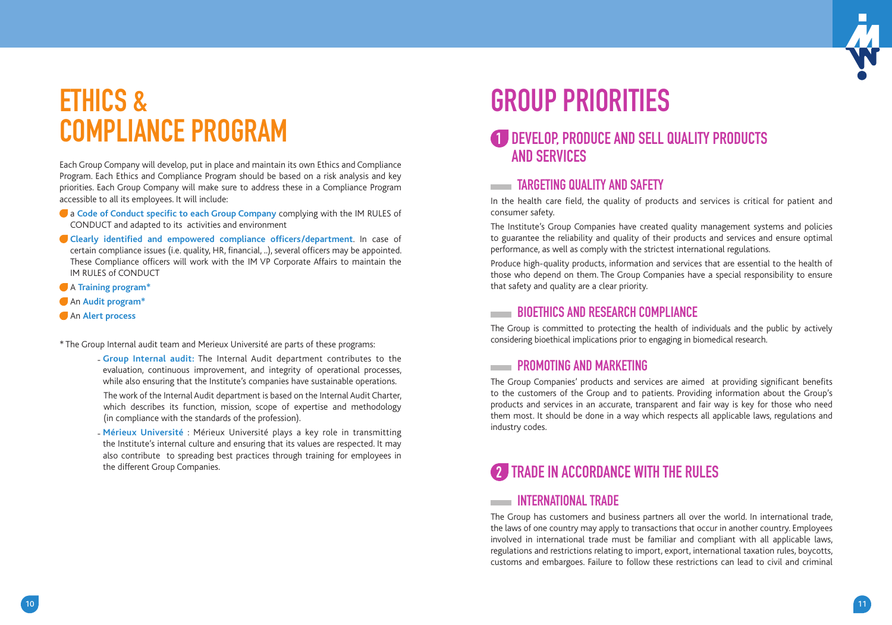# ETHICS & COMPLIANCE PROGRAM

Each Group Company will develop, put in place and maintain its own Ethics and Compliance Program. Each Ethics and Compliance Program should be based on a risk analysis and key priorities. Each Group Company will make sure to address these in a Compliance Program accessible to all its employees. It will include:

- a **Code of Conduct specific to each Group Company** complying with the IM RULES of CONDUCT and adapted to its activities and environment
- **Clearly identified and empowered compliance officers/department**. In case of certain compliance issues (i.e. quality, HR, financial, ..), several officers may be appointed. These Compliance officers will work with the IM VP Corporate Affairs to maintain the IM RULES of CONDUCT
- A **Training program***
- An **Audit program***
- An **Alert process**

* The Group Internal audit team and Merieux Université are parts of these programs:

- **Group Internal audit:** The Internal Audit department contributes to the evaluation, continuous improvement, and integrity of operational processes, while also ensuring that the Institute's companies have sustainable operations.

  The work of the Internal Audit department is based on the Internal Audit Charter, which describes its function, mission, scope of expertise and methodology (in compliance with the standards of the profession).

- **Mérieux Université** : Mérieux Université plays a key role in transmitting the Institute's internal culture and ensuring that its values are respected. It may also contribute to spreading best practices through training for employees in the different Group Companies.

# GROUP PRIORITIES

## 1 DEVELOP, PRODUCE AND SELL QUALITY PRODUCTS AND SERVICES

### TARGETING QUALITY AND SAFETY

In the health care field, the quality of products and services is critical for patient and consumer safety.

The Institute's Group Companies have created quality management systems and policies to guarantee the reliability and quality of their products and services and ensure optimal performance, as well as comply with the strictest international regulations.

Produce high-quality products, information and services that are essential to the health of those who depend on them. The Group Companies have a special responsibility to ensure that safety and quality are a clear priority.

### BIOETHICS AND RESEARCH COMPLIANCE

The Group is committed to protecting the health of individuals and the public by actively considering bioethical implications prior to engaging in biomedical research.

### PROMOTING AND MARKETING

The Group Companies' products and services are aimed at providing significant benefits to the customers of the Group and to patients. Providing information about the Group's products and services in an accurate, transparent and fair way is key for those who need them most. It should be done in a way which respects all applicable laws, regulations and industry codes.

## 2 TRADE IN ACCORDANCE WITH THE RULES

### INTERNATIONAL TRADE

The Group has customers and business partners all over the world. In international trade, the laws of one country may apply to transactions that occur in another country. Employees involved in international trade must be familiar and compliant with all applicable laws, regulations and restrictions relating to import, export, international taxation rules, boycotts, customs and embargoes. Failure to follow these restrictions can lead to civil and criminal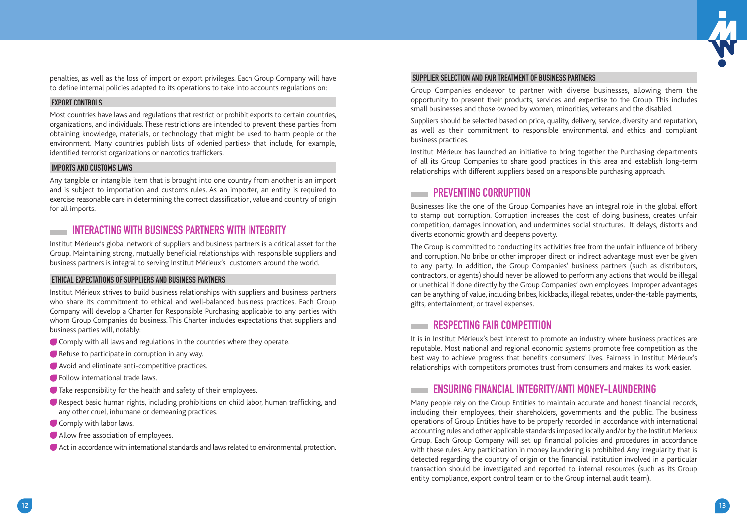penalties, as well as the loss of import or export privileges. Each Group Company will have to define internal policies adapted to its operations to take into accounts regulations on:

### EXPORT CONTROLS

Most countries have laws and regulations that restrict or prohibit exports to certain countries, organizations, and individuals. These restrictions are intended to prevent these parties from obtaining knowledge, materials, or technology that might be used to harm people or the environment. Many countries publish lists of «denied parties» that include, for example, identified terrorist organizations or narcotics traffickers.

### IMPORTS AND CUSTOMS LAWS

Any tangible or intangible item that is brought into one country from another is an import and is subject to importation and customs rules. As an importer, an entity is required to exercise reasonable care in determining the correct classification, value and country of origin for all imports.

## INTERACTING WITH BUSINESS PARTNERS WITH INTEGRITY

Institut Mérieux's global network of suppliers and business partners is a critical asset for the Group. Maintaining strong, mutually beneficial relationships with responsible suppliers and business partners is integral to serving Institut Mérieux's customers around the world.

### ETHICAL EXPECTATIONS OF SUPPLIERS AND BUSINESS PARTNERS

Institut Mérieux strives to build business relationships with suppliers and business partners who share its commitment to ethical and well-balanced business practices. Each Group Company will develop a Charter for Responsible Purchasing applicable to any parties with whom Group Companies do business. This Charter includes expectations that suppliers and business parties will, notably:

- Comply with all laws and regulations in the countries where they operate.
- Refuse to participate in corruption in any way.
- Avoid and eliminate anti-competitive practices.
- Follow international trade laws.
- Take responsibility for the health and safety of their employees.
- Respect basic human rights, including prohibitions on child labor, human trafficking, and any other cruel, inhumane or demeaning practices.
- Comply with labor laws.
- Allow free association of employees.
- Act in accordance with international standards and laws related to environmental protection.

### SUPPLIER SELECTION AND FAIR TREATMENT OF BUSINESS PARTNERS

Group Companies endeavor to partner with diverse businesses, allowing them the opportunity to present their products, services and expertise to the Group. This includes small businesses and those owned by women, minorities, veterans and the disabled.

Suppliers should be selected based on price, quality, delivery, service, diversity and reputation, as well as their commitment to responsible environmental and ethics and compliant business practices.

Institut Mérieux has launched an initiative to bring together the Purchasing departments of all its Group Companies to share good practices in this area and establish long-term relationships with different suppliers based on a responsible purchasing approach.

## PREVENTING CORRUPTION

Businesses like the one of the Group Companies have an integral role in the global effort to stamp out corruption. Corruption increases the cost of doing business, creates unfair competition, damages innovation, and undermines social structures. It delays, distorts and diverts economic growth and deepens poverty.

The Group is committed to conducting its activities free from the unfair influence of bribery and corruption. No bribe or other improper direct or indirect advantage must ever be given to any party. In addition, the Group Companies' business partners (such as distributors, contractors, or agents) should never be allowed to perform any actions that would be illegal or unethical if done directly by the Group Companies' own employees. Improper advantages can be anything of value, including bribes, kickbacks, illegal rebates, under-the-table payments, gifts, entertainment, or travel expenses.

## RESPECTING FAIR COMPETITION

It is in Institut Mérieux's best interest to promote an industry where business practices are reputable. Most national and regional economic systems promote free competition as the best way to achieve progress that benefits consumers' lives. Fairness in Institut Mérieux's relationships with competitors promotes trust from consumers and makes its work easier.

## ENSURING FINANCIAL INTEGRITY/ANTI MONEY-LAUNDERING

Many people rely on the Group Entities to maintain accurate and honest financial records, including their employees, their shareholders, governments and the public. The business operations of Group Entities have to be properly recorded in accordance with international accounting rules and other applicable standards imposed locally and/or by the Institut Merieux Group. Each Group Company will set up financial policies and procedures in accordance with these rules. Any participation in money laundering is prohibited. Any irregularity that is detected regarding the country of origin or the financial institution involved in a particular transaction should be investigated and reported to internal resources (such as its Group entity compliance, export control team or to the Group internal audit team).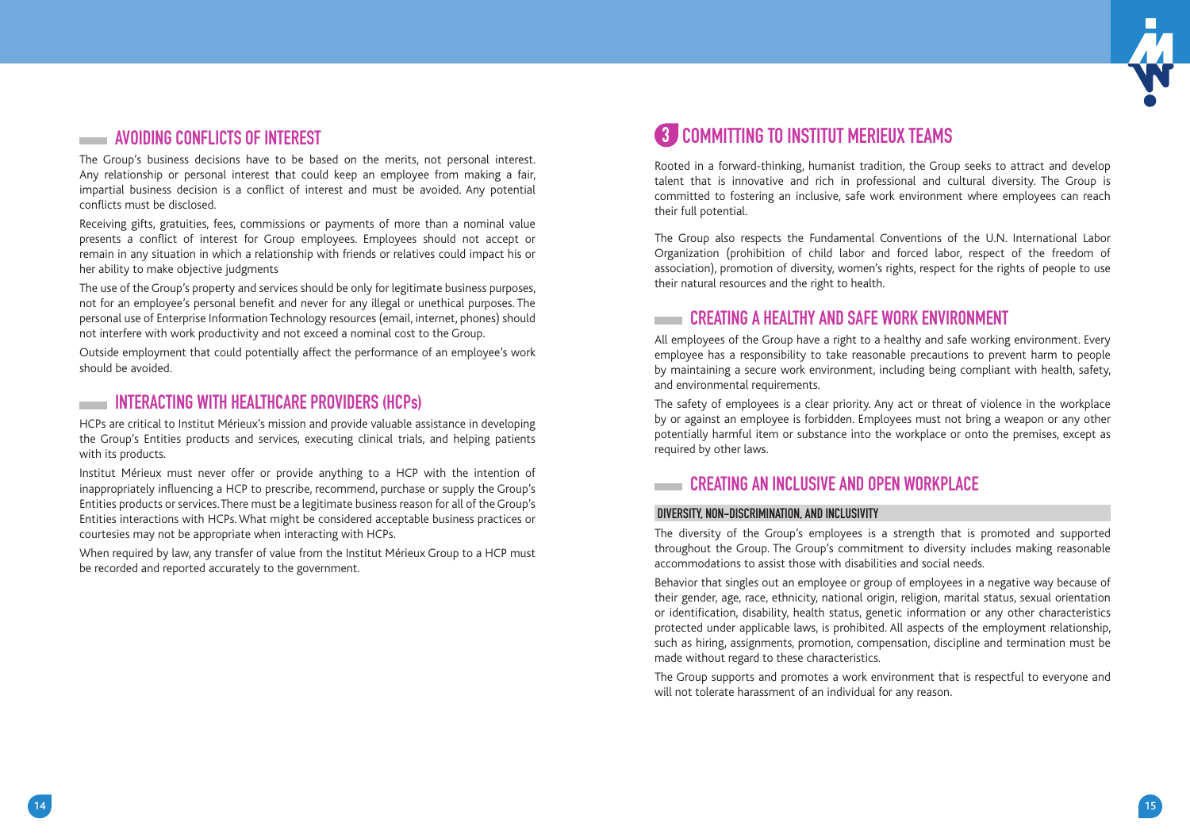## AVOIDING CONFLICTS OF INTEREST

The Group's business decisions have to be based on the merits, not personal interest. Any relationship or personal interest that could keep an employee from making a fair, impartial business decision is a conflict of interest and must be avoided. Any potential conflicts must be disclosed.

Receiving gifts, gratuities, fees, commissions or payments of more than a nominal value presents a conflict of interest for Group employees. Employees should not accept or remain in any situation in which a relationship with friends or relatives could impact his or her ability to make objective judgments

The use of the Group's property and services should be only for legitimate business purposes, not for an employee's personal benefit and never for any illegal or unethical purposes. The personal use of Enterprise Information Technology resources (email, internet, phones) should not interfere with work productivity and not exceed a nominal cost to the Group.

Outside employment that could potentially affect the performance of an employee's work should be avoided.

## INTERACTING WITH HEALTHCARE PROVIDERS (HCPs)

HCPs are critical to Institut Mérieux's mission and provide valuable assistance in developing the Group's Entities products and services, executing clinical trials, and helping patients with its products.

Institut Mérieux must never offer or provide anything to a HCP with the intention of inappropriately influencing a HCP to prescribe, recommend, purchase or supply the Group's Entities products or services. There must be a legitimate business reason for all of the Group's Entities interactions with HCPs. What might be considered acceptable business practices or courtesies may not be appropriate when interacting with HCPs.

When required by law, any transfer of value from the Institut Mérieux Group to a HCP must be recorded and reported accurately to the government.

# 3 COMMITTING TO INSTITUT MERIEUX TEAMS

Rooted in a forward-thinking, humanist tradition, the Group seeks to attract and develop talent that is innovative and rich in professional and cultural diversity. The Group is committed to fostering an inclusive, safe work environment where employees can reach their full potential.

The Group also respects the Fundamental Conventions of the U.N. International Labor Organization (prohibition of child labor and forced labor, respect of the freedom of association), promotion of diversity, women's rights, respect for the rights of people to use their natural resources and the right to health.

## CREATING A HEALTHY AND SAFE WORK ENVIRONMENT

All employees of the Group have a right to a healthy and safe working environment. Every employee has a responsibility to take reasonable precautions to prevent harm to people by maintaining a secure work environment, including being compliant with health, safety, and environmental requirements.

The safety of employees is a clear priority. Any act or threat of violence in the workplace by or against an employee is forbidden. Employees must not bring a weapon or any other potentially harmful item or substance into the workplace or onto the premises, except as required by other laws.

## CREATING AN INCLUSIVE AND OPEN WORKPLACE

### DIVERSITY, NON-DISCRIMINATION, AND INCLUSIVITY

The diversity of the Group's employees is a strength that is promoted and supported throughout the Group. The Group's commitment to diversity includes making reasonable accommodations to assist those with disabilities and social needs.

Behavior that singles out an employee or group of employees in a negative way because of their gender, age, race, ethnicity, national origin, religion, marital status, sexual orientation or identification, disability, health status, genetic information or any other characteristics protected under applicable laws, is prohibited. All aspects of the employment relationship, such as hiring, assignments, promotion, compensation, discipline and termination must be made without regard to these characteristics.

The Group supports and promotes a work environment that is respectful to everyone and will not tolerate harassment of an individual for any reason.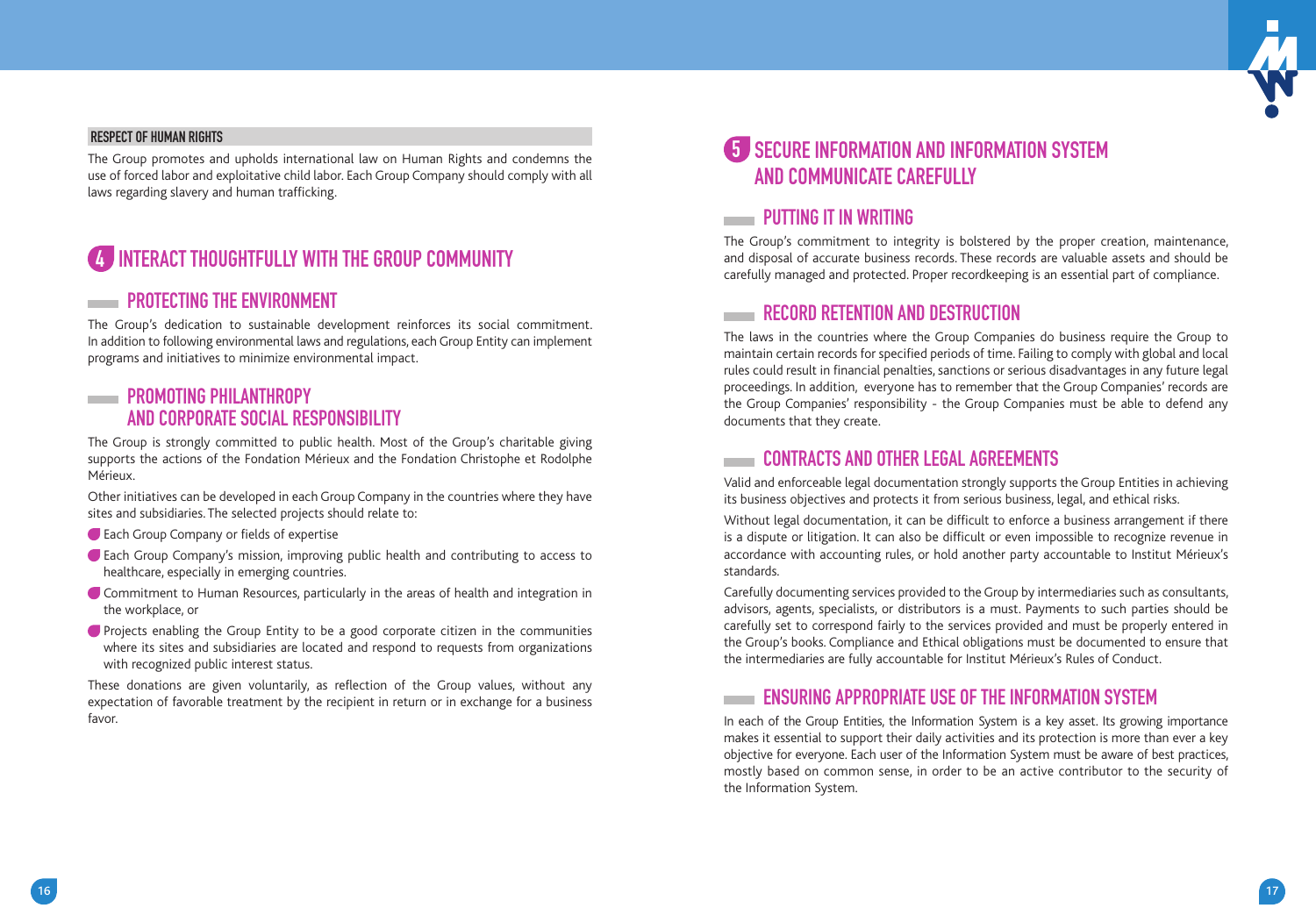### RESPECT OF HUMAN RIGHTS

The Group promotes and upholds international law on Human Rights and condemns the use of forced labor and exploitative child labor. Each Group Company should comply with all laws regarding slavery and human trafficking.

# 4 INTERACT THOUGHTFULLY WITH THE GROUP COMMUNITY

## PROTECTING THE ENVIRONMENT

The Group's dedication to sustainable development reinforces its social commitment. In addition to following environmental laws and regulations, each Group Entity can implement programs and initiatives to minimize environmental impact.

## PROMOTING PHILANTHROPY AND CORPORATE SOCIAL RESPONSIBILITY

The Group is strongly committed to public health. Most of the Group's charitable giving supports the actions of the Fondation Mérieux and the Fondation Christophe et Rodolphe Mérieux.

Other initiatives can be developed in each Group Company in the countries where they have sites and subsidiaries. The selected projects should relate to:

- Each Group Company or fields of expertise
- Each Group Company's mission, improving public health and contributing to access to healthcare, especially in emerging countries.
- Commitment to Human Resources, particularly in the areas of health and integration in the workplace, or
- Projects enabling the Group Entity to be a good corporate citizen in the communities where its sites and subsidiaries are located and respond to requests from organizations with recognized public interest status.

These donations are given voluntarily, as reflection of the Group values, without any expectation of favorable treatment by the recipient in return or in exchange for a business favor.

# 5 SECURE INFORMATION AND INFORMATION SYSTEM AND COMMUNICATE CAREFULLY

## PUTTING IT IN WRITING

The Group's commitment to integrity is bolstered by the proper creation, maintenance, and disposal of accurate business records. These records are valuable assets and should be carefully managed and protected. Proper recordkeeping is an essential part of compliance.

## RECORD RETENTION AND DESTRUCTION

The laws in the countries where the Group Companies do business require the Group to maintain certain records for specified periods of time. Failing to comply with global and local rules could result in financial penalties, sanctions or serious disadvantages in any future legal proceedings. In addition, everyone has to remember that the Group Companies' records are the Group Companies' responsibility - the Group Companies must be able to defend any documents that they create.

## CONTRACTS AND OTHER LEGAL AGREEMENTS

Valid and enforceable legal documentation strongly supports the Group Entities in achieving its business objectives and protects it from serious business, legal, and ethical risks.

Without legal documentation, it can be difficult to enforce a business arrangement if there is a dispute or litigation. It can also be difficult or even impossible to recognize revenue in accordance with accounting rules, or hold another party accountable to Institut Mérieux's standards.

Carefully documenting services provided to the Group by intermediaries such as consultants, advisors, agents, specialists, or distributors is a must. Payments to such parties should be carefully set to correspond fairly to the services provided and must be properly entered in the Group's books. Compliance and Ethical obligations must be documented to ensure that the intermediaries are fully accountable for Institut Mérieux's Rules of Conduct.

## ENSURING APPROPRIATE USE OF THE INFORMATION SYSTEM

In each of the Group Entities, the Information System is a key asset. Its growing importance makes it essential to support their daily activities and its protection is more than ever a key objective for everyone. Each user of the Information System must be aware of best practices, mostly based on common sense, in order to be an active contributor to the security of the Information System.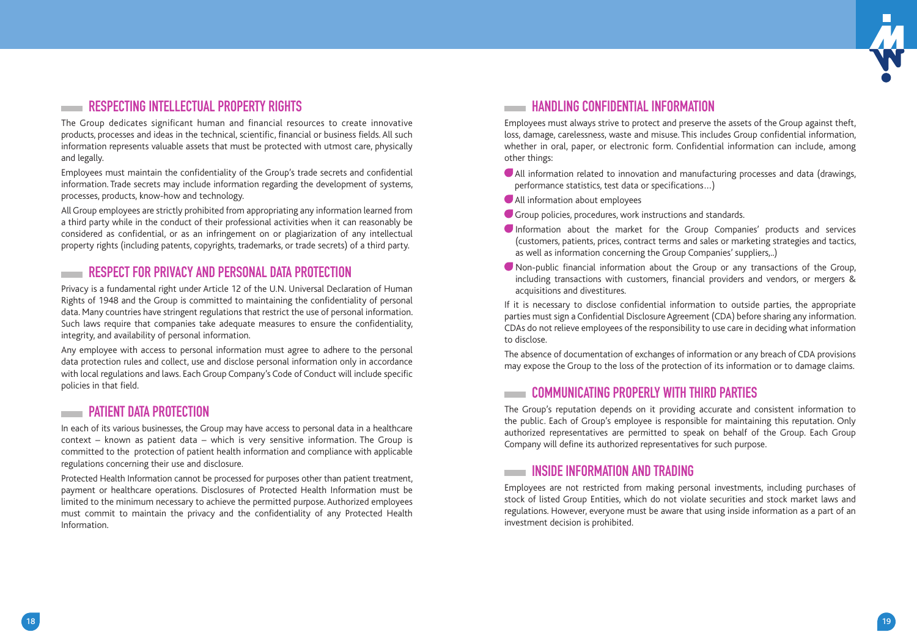## RESPECTING INTELLECTUAL PROPERTY RIGHTS

The Group dedicates significant human and financial resources to create innovative products, processes and ideas in the technical, scientific, financial or business fields. All such information represents valuable assets that must be protected with utmost care, physically and legally.

Employees must maintain the confidentiality of the Group's trade secrets and confidential information. Trade secrets may include information regarding the development of systems, processes, products, know-how and technology.

All Group employees are strictly prohibited from appropriating any information learned from a third party while in the conduct of their professional activities when it can reasonably be considered as confidential, or as an infringement on or plagiarization of any intellectual property rights (including patents, copyrights, trademarks, or trade secrets) of a third party.

## RESPECT FOR PRIVACY AND PERSONAL DATA PROTECTION

Privacy is a fundamental right under Article 12 of the U.N. Universal Declaration of Human Rights of 1948 and the Group is committed to maintaining the confidentiality of personal data. Many countries have stringent regulations that restrict the use of personal information. Such laws require that companies take adequate measures to ensure the confidentiality, integrity, and availability of personal information.

Any employee with access to personal information must agree to adhere to the personal data protection rules and collect, use and disclose personal information only in accordance with local regulations and laws. Each Group Company's Code of Conduct will include specific policies in that field.

## PATIENT DATA PROTECTION

In each of its various businesses, the Group may have access to personal data in a healthcare context – known as patient data – which is very sensitive information. The Group is committed to the protection of patient health information and compliance with applicable regulations concerning their use and disclosure.

Protected Health Information cannot be processed for purposes other than patient treatment, payment or healthcare operations. Disclosures of Protected Health Information must be limited to the minimum necessary to achieve the permitted purpose. Authorized employees must commit to maintain the privacy and the confidentiality of any Protected Health Information.

## HANDLING CONFIDENTIAL INFORMATION

Employees must always strive to protect and preserve the assets of the Group against theft, loss, damage, carelessness, waste and misuse. This includes Group confidential information, whether in oral, paper, or electronic form. Confidential information can include, among other things:

- All information related to innovation and manufacturing processes and data (drawings, performance statistics, test data or specifications…)
- All information about employees
- Group policies, procedures, work instructions and standards.
- Information about the market for the Group Companies' products and services (customers, patients, prices, contract terms and sales or marketing strategies and tactics, as well as information concerning the Group Companies' suppliers,..)
- Non-public financial information about the Group or any transactions of the Group, including transactions with customers, financial providers and vendors, or mergers & acquisitions and divestitures.

If it is necessary to disclose confidential information to outside parties, the appropriate parties must sign a Confidential Disclosure Agreement (CDA) before sharing any information. CDAs do not relieve employees of the responsibility to use care in deciding what information to disclose.

The absence of documentation of exchanges of information or any breach of CDA provisions may expose the Group to the loss of the protection of its information or to damage claims.

## COMMUNICATING PROPERLY WITH THIRD PARTIES

The Group's reputation depends on it providing accurate and consistent information to the public. Each of Group's employee is responsible for maintaining this reputation. Only authorized representatives are permitted to speak on behalf of the Group. Each Group Company will define its authorized representatives for such purpose.

## INSIDE INFORMATION AND TRADING

Employees are not restricted from making personal investments, including purchases of stock of listed Group Entities, which do not violate securities and stock market laws and regulations. However, everyone must be aware that using inside information as a part of an investment decision is prohibited.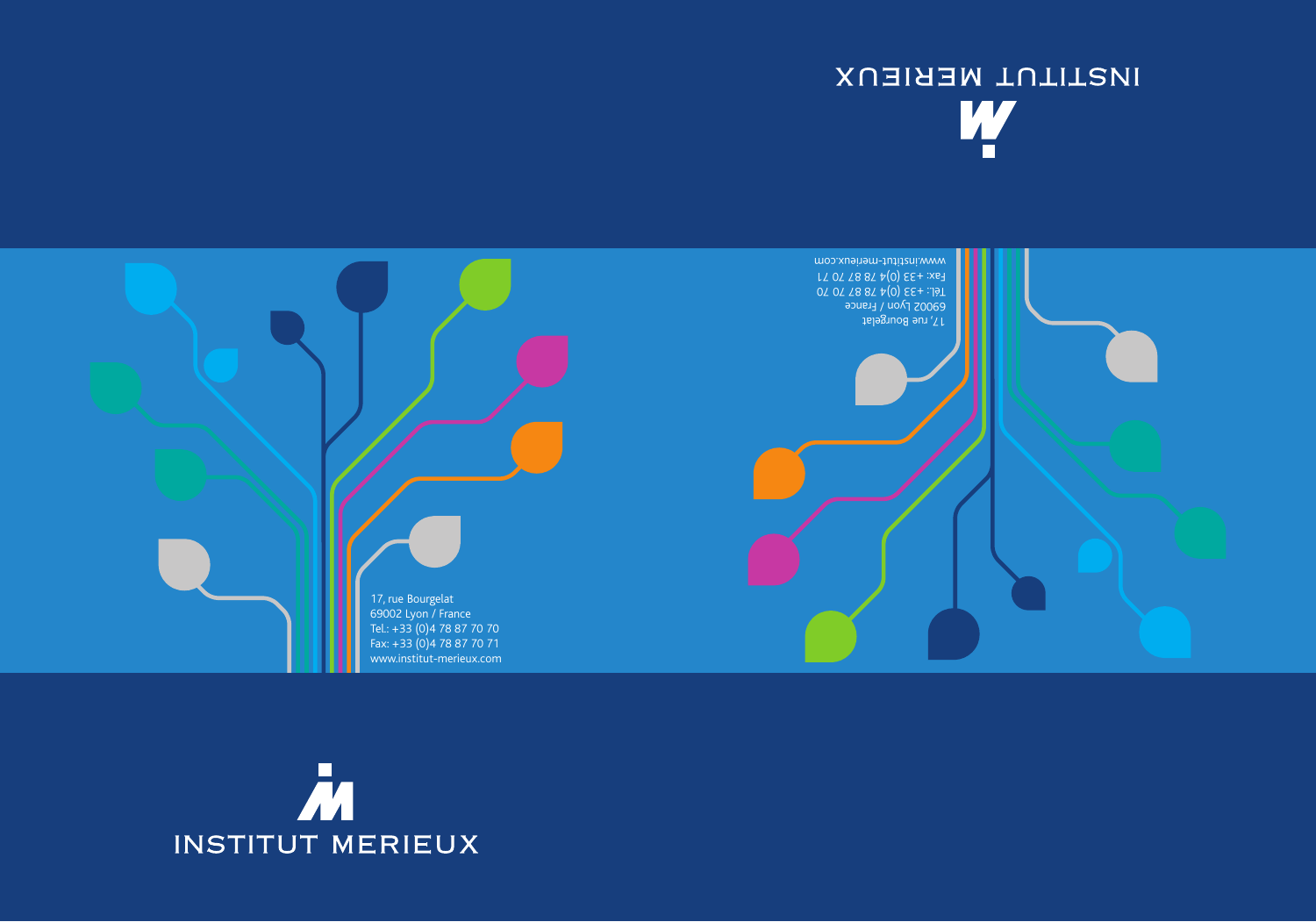17, rue Bourgelat
69002 Lyon / France
Tél.: +33 (0)4 78 87 70 70
Fax: +33 (0)4 78 87 70 71
www.institut-merieux.com

INSTITUT MERIEUX

17, rue Bourgelat
69002 Lyon / France
Tél.: +33 (0)4 78 87 70 70
Fax: +33 (0)4 78 87 70 71
www.institut-merieux.com

INSTITUT MERIEUX